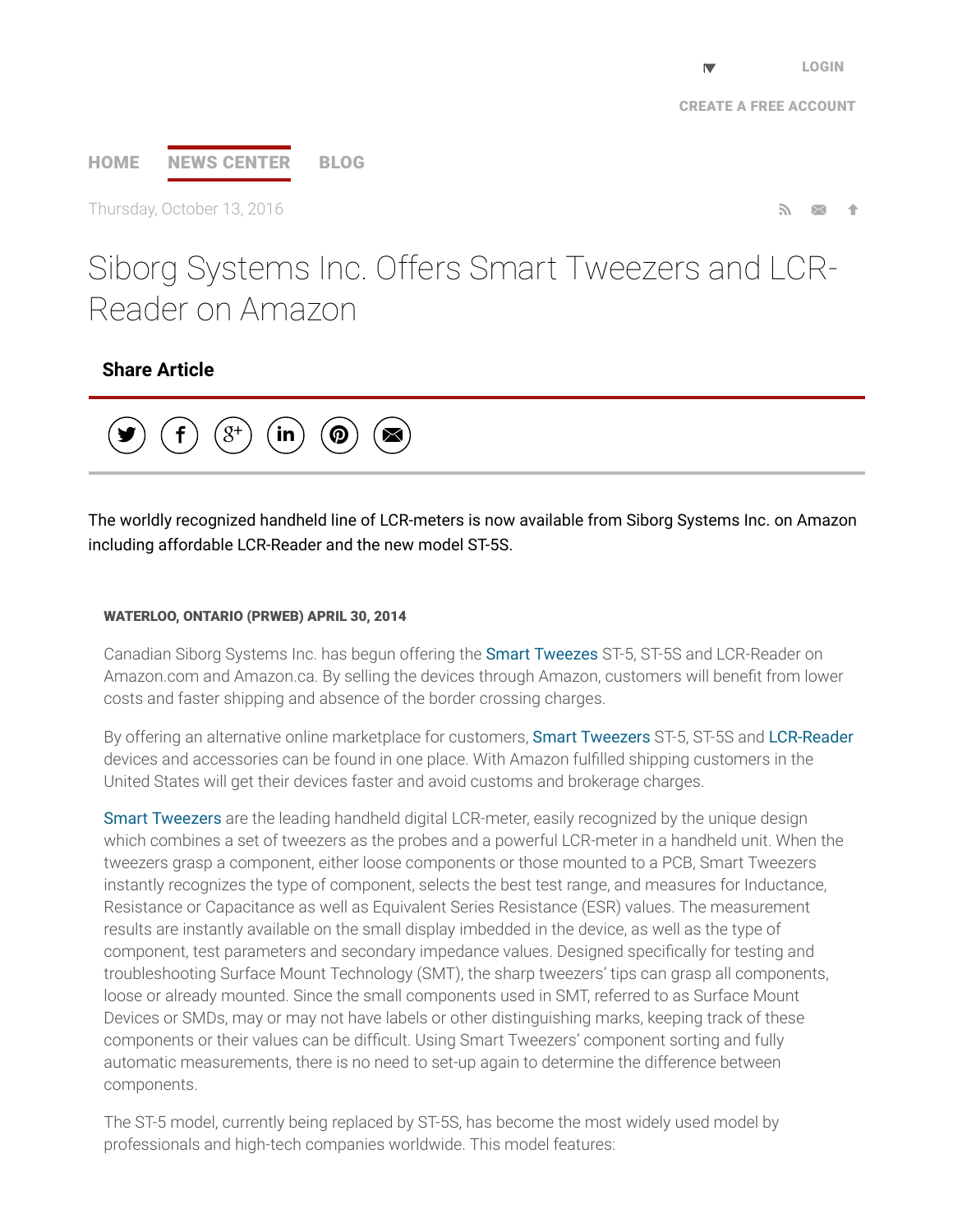Thursday, October 13, 2016

# Siborg Systems Inc. Offers Smart Tweezers and LCR-Reader on Amazon

**Share Article**

The worldly recognized handheld line of LCR-meters is now available from Siborg Systems Inc. on Amazon including affordable LCR-Reader and the new model ST-5S.

**WATERLOO, ONTARIO (PRWEB) APRIL 30, 2014**

Canadian Siborg Systems Inc. has begun offering the Smart Tweezes ST-5, ST-5S and LCR-Reader on Amazon.com and Amazon.ca. By selling the devices through Amazon, customers will benefit from lower costs and faster shipping and absence of the border crossing charges.

By offering an alternative online marketplace for customers, Smart Tweezers ST-5, ST-5S and LCR-Reader devices and accessories can be found in one place. With Amazon fulfilled shipping customers in the United States will get their devices faster and avoid customs and brokerage charges.

Smart Tweezers are the leading handheld digital LCR-meter, easily recognized by the unique design which combines a set of tweezers as the probes and a powerful LCR-meter in a handheld unit. When the tweezers grasp a component, either loose components or those mounted to a PCB, Smart Tweezers instantly recognizes the type of component, selects the best test range, and measures for Inductance, Resistance or Capacitance as well as Equivalent Series Resistance (ESR) values. The measurement results are instantly available on the small display imbedded in the device, as well as the type of component, test parameters and secondary impedance values. Designed specifically for testing and troubleshooting Surface Mount Technology (SMT), the sharp tweezers' tips can grasp all components, loose or already mounted. Since the small components used in SMT, referred to as Surface Mount Devices or SMDs, may or may not have labels or other distinguishing marks, keeping track of these components or their values can be difficult. Using Smart Tweezers' component sorting and fully automatic measurements, there is no need to set-up again to determine the difference between components.

The ST-5 model, currently being replaced by ST-5S, has become the most widely used model by professionals and high-tech companies worldwide. This model features: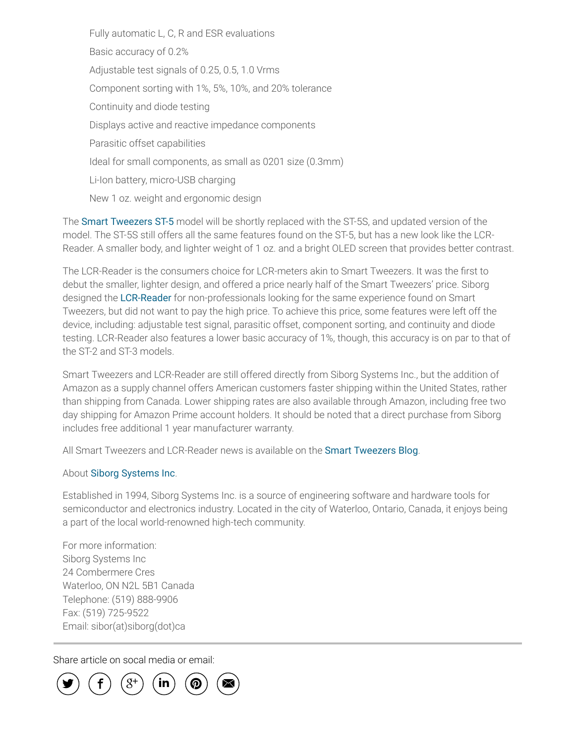- Fully automatic L, C, R and ESR evaluations
- Basic accuracy of 0.2%
- Adjustable test signals of 0.25, 0.5, 1.0 Vrms
- Component sorting with 1%, 5%, 10%, and 20% tolerance
- Continuity and diode testing
- Displays active and reactive impedance components
- Parasitic offset capabilities
- Ideal for small components, as small as 0201 size (0.3mm)
- Li-Ion battery, micro-USB charging
- New 1 oz. weight and ergonomic design

The Smart Tweezers ST-5 model will be shortly replaced with the ST-5S, and updated version of the model. The ST-5S still offers all the same features found on the ST-5, but has a new look like the LCR-Reader. A smaller body, and lighter weight of 1 oz. and a bright OLED screen that provides better contrast.

The LCR-Reader is the consumers choice for LCR-meters akin to Smart Tweezers. It was the first to debut the smaller, lighter design, and offered a price nearly half of the Smart Tweezers' price. Siborg designed the LCR-Reader for non-professionals looking for the same experience found on Smart Tweezers, but did not want to pay the high price. To achieve this price, some features were left off the device, including: adjustable test signal, parasitic offset, component sorting, and continuity and diode testing. LCR-Reader also features a lower basic accuracy of 1%, though, this accuracy is on par to that of the ST-2 and ST-3 models.

Smart Tweezers and LCR-Reader are still offered directly from Siborg Systems Inc., but the addition of Amazon as a supply channel offers American customers faster shipping within the United States, rather than shipping from Canada. Lower shipping rates are also available through Amazon, including free two day shipping for Amazon Prime account holders. It should be noted that a direct purchase from Siborg includes free additional 1 year manufacturer warranty.

All Smart Tweezers and LCR-Reader news is available on the Smart Tweezers Blog.

About Siborg Systems Inc.

Established in 1994, Siborg Systems Inc. is a source of engineering software and hardware tools for semiconductor and electronics industry. Located in the city of Waterloo, Ontario, Canada, it enjoys being a part of the local world-renowned high-tech community.

For more information:
Siborg Systems Inc
24 Combermere Cres
Waterloo, ON N2L 5B1 Canada
Telephone: (519) 888-9906
Fax: (519) 725-9522
Email: sibor(at)siborg(dot)ca

---

Share article on socal media or email: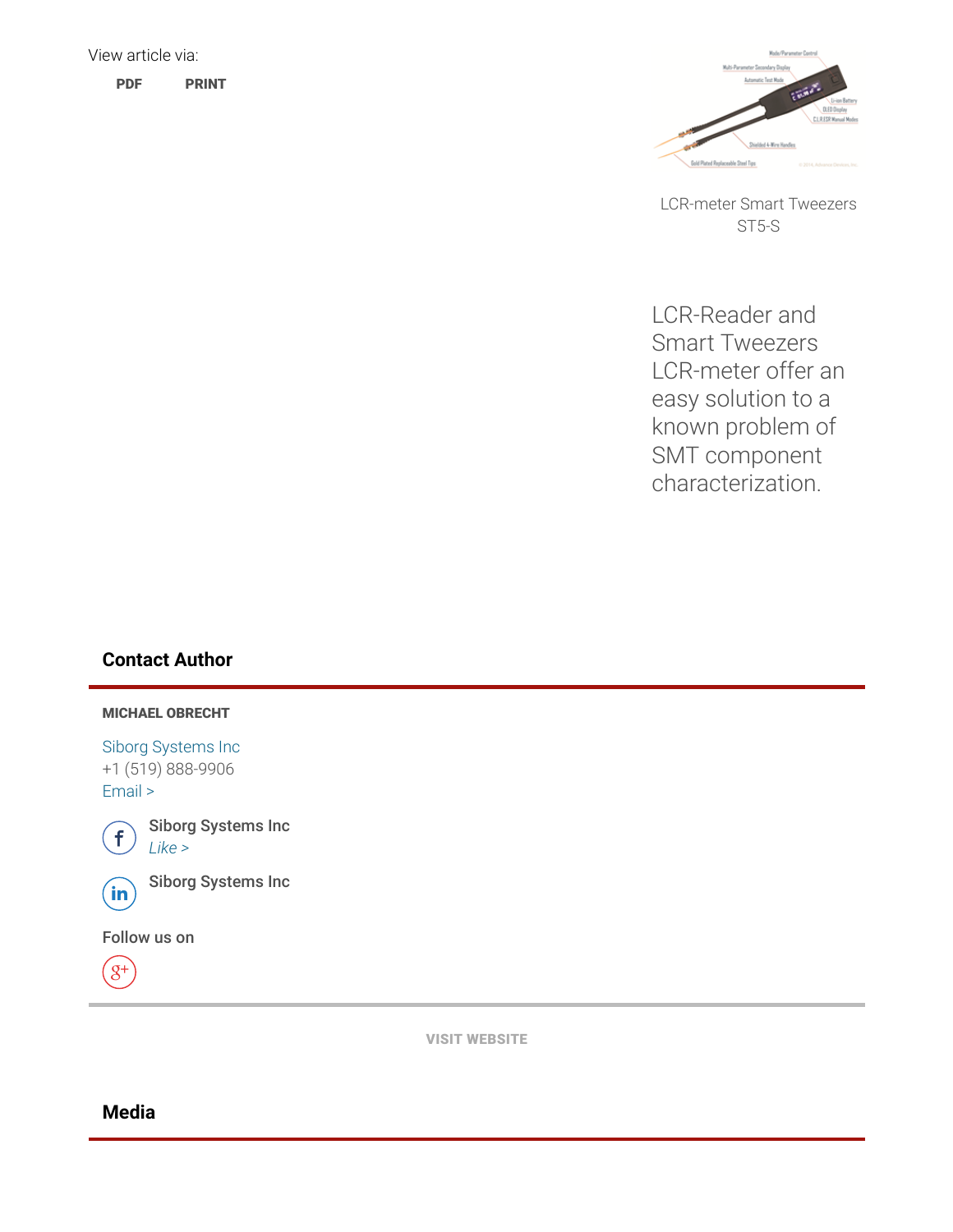View article via:

**PDF** **PRINT**

LCR-meter Smart Tweezers ST5-S

LCR-Reader and Smart Tweezers LCR-meter offer an easy solution to a known problem of SMT component characterization.

## Contact Author

**MICHAEL OBRECHT**

Siborg Systems Inc
+1 (519) 888-9906
Email >

Siborg Systems Inc
*Like >*

Siborg Systems Inc

Follow us on

**VISIT WEBSITE**

## Media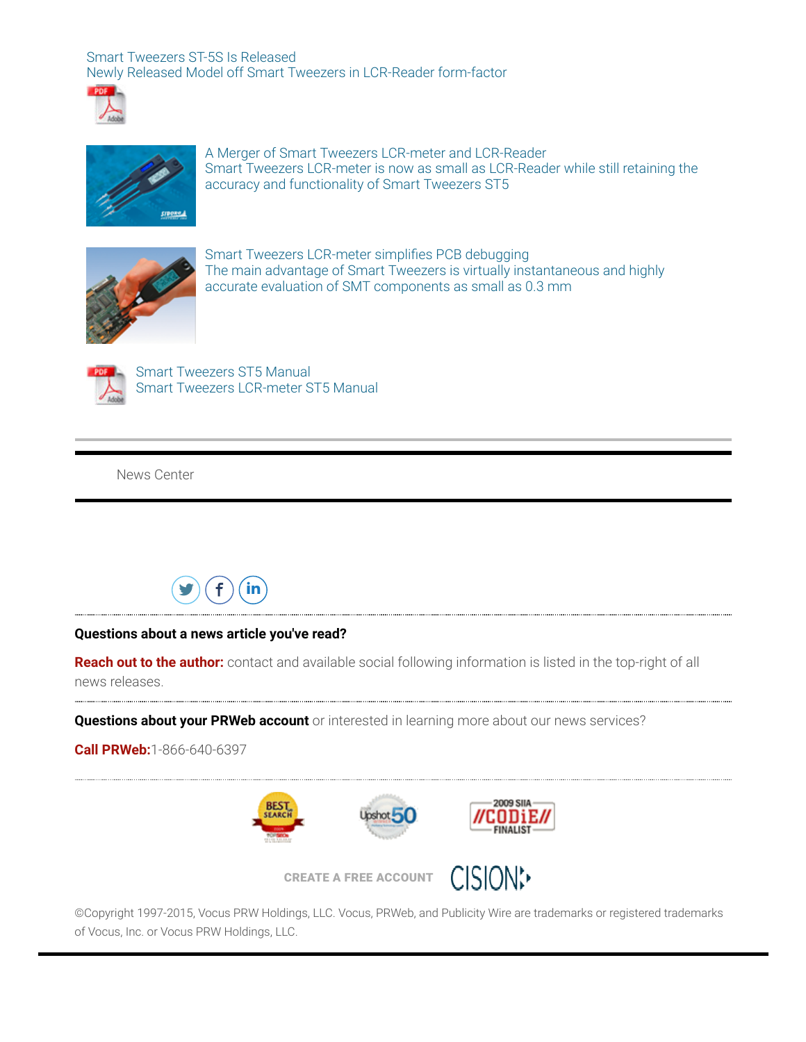Smart Tweezers ST-5S Is Released
Newly Released Model off Smart Tweezers in LCR-Reader form-factor

A Merger of Smart Tweezers LCR-meter and LCR-Reader
Smart Tweezers LCR-meter is now as small as LCR-Reader while still retaining the accuracy and functionality of Smart Tweezers ST5

Smart Tweezers LCR-meter simplifies PCB debugging
The main advantage of Smart Tweezers is virtually instantaneous and highly accurate evaluation of SMT components as small as 0.3 mm

Smart Tweezers ST5 Manual
Smart Tweezers LCR-meter ST5 Manual

News Center

**Questions about a news article you've read?**

**Reach out to the author:** contact and available social following information is listed in the top-right of all news releases.

**Questions about your PRWeb account** or interested in learning more about our news services?

**Call PRWeb:**1-866-640-6397

CREATE A FREE ACCOUNT

©Copyright 1997-2015, Vocus PRW Holdings, LLC. Vocus, PRWeb, and Publicity Wire are trademarks or registered trademarks of Vocus, Inc. or Vocus PRW Holdings, LLC.